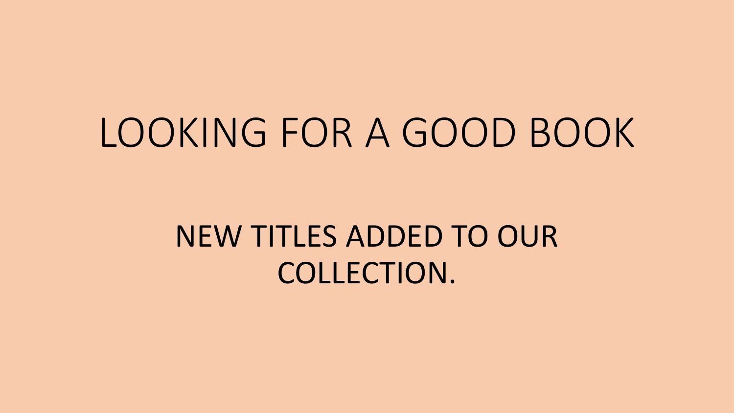# LOOKING FOR A GOOD BOOK

NEW TITLES ADDED TO OUR COLLECTION.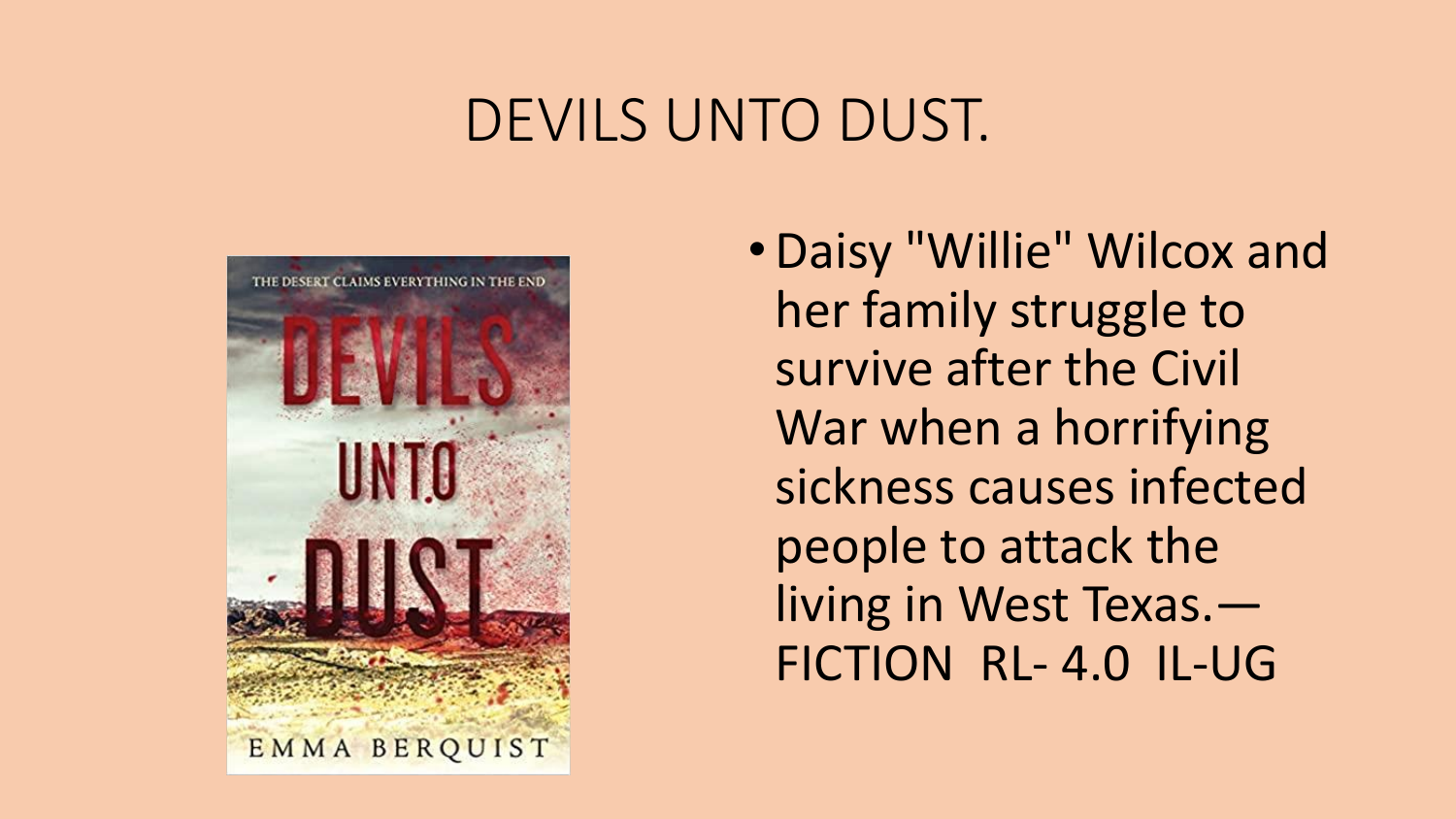# DEVILS UNTO DUST.

- Daisy "Willie" Wilcox and her family struggle to survive after the Civil War when a horrifying sickness causes infected people to attack the living in West Texas.— FICTION RL- 4.0 IL-UG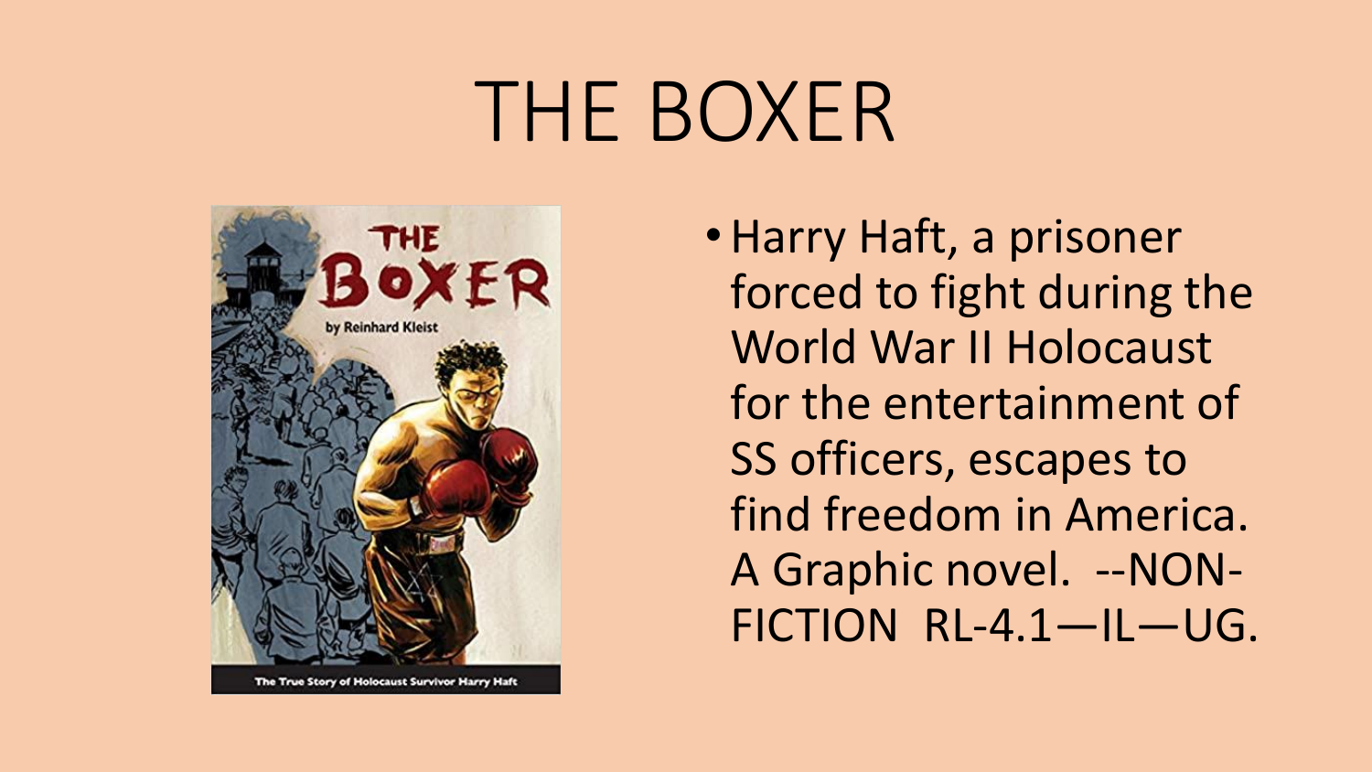# THE BOXER

- Harry Haft, a prisoner forced to fight during the World War II Holocaust for the entertainment of SS officers, escapes to find freedom in America. A Graphic novel. --NON-FICTION RL-4.1—IL—UG.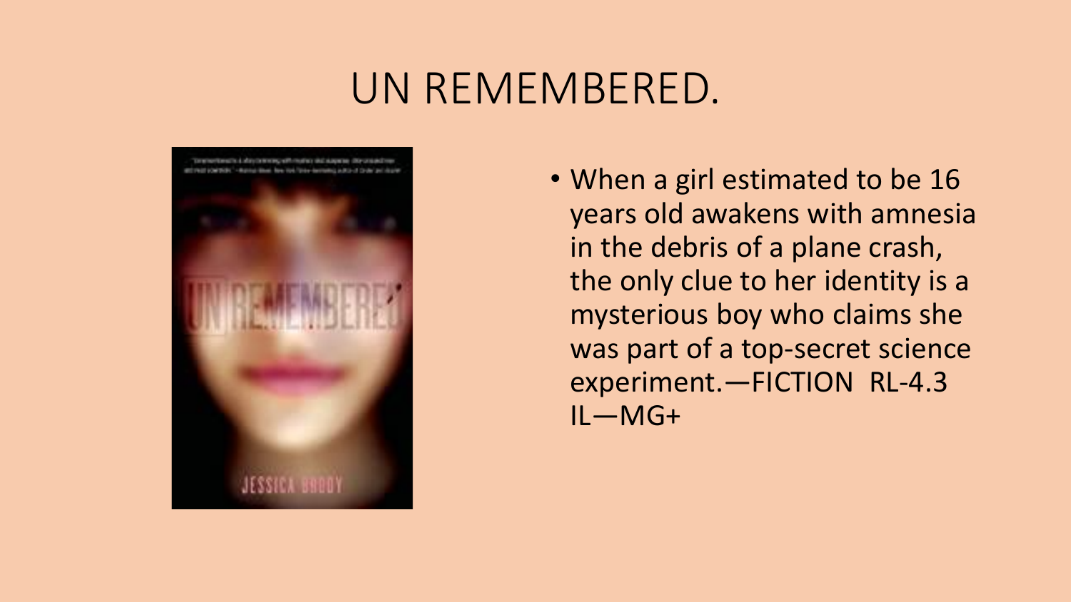# UN REMEMBERED.

- When a girl estimated to be 16 years old awakens with amnesia in the debris of a plane crash, the only clue to her identity is a mysterious boy who claims she was part of a top-secret science experiment.—FICTION RL-4.3 IL—MG+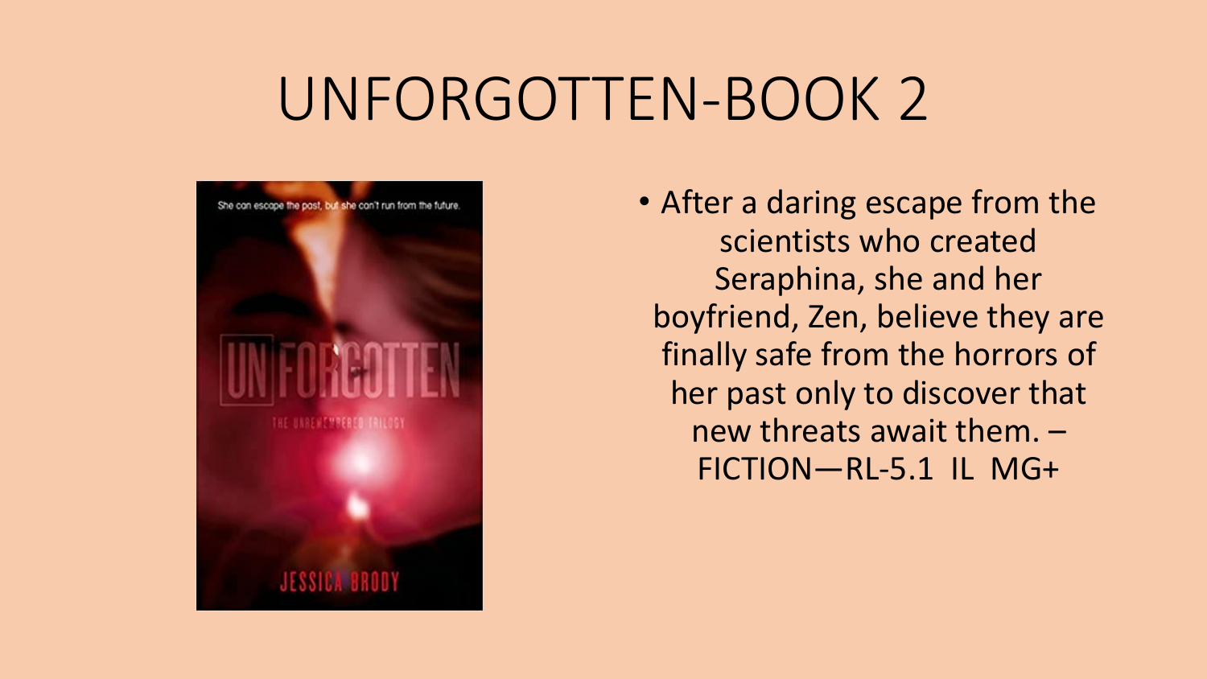# UNFORGOTTEN-BOOK 2

- After a daring escape from the scientists who created Seraphina, she and her boyfriend, Zen, believe they are finally safe from the horrors of her past only to discover that new threats await them. –FICTION—RL-5.1 IL MG+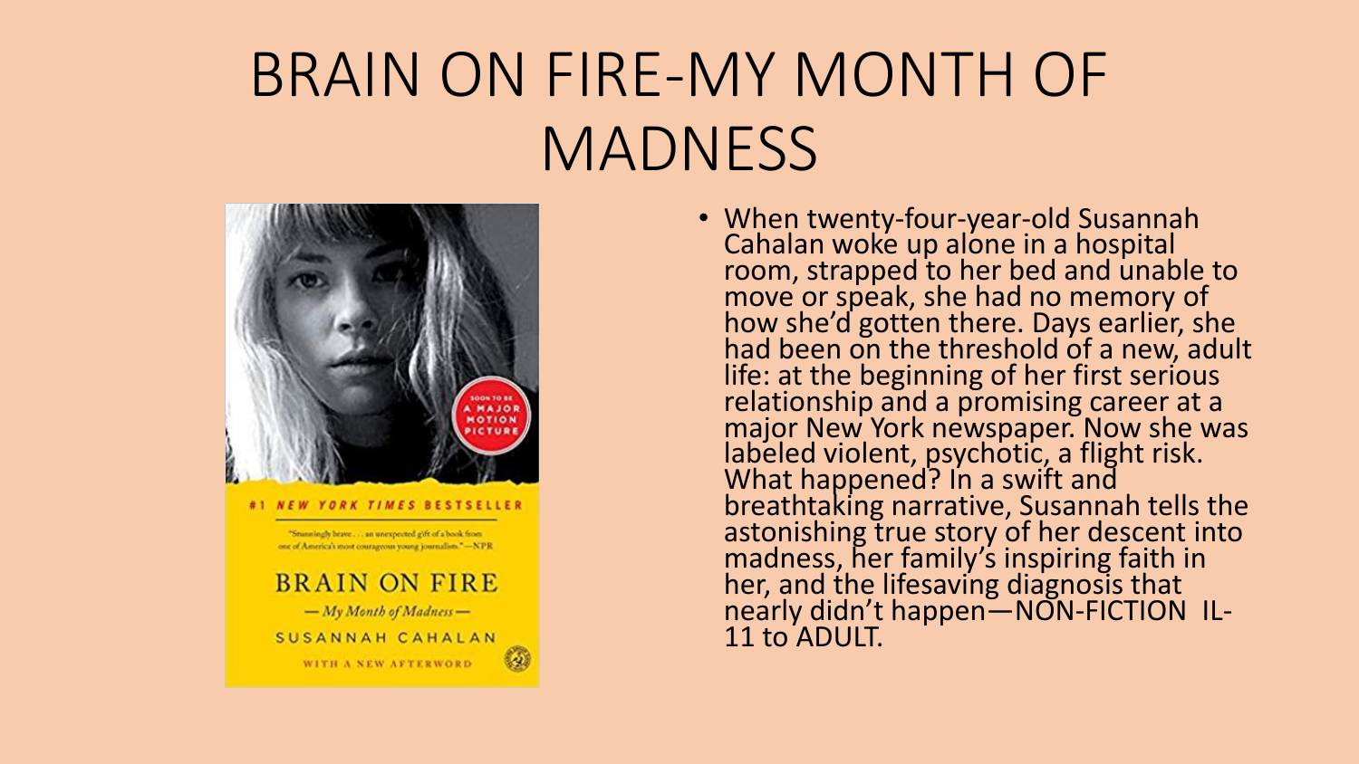# BRAIN ON FIRE-MY MONTH OF MADNESS

- When twenty-four-year-old Susannah Cahalan woke up alone in a hospital room, strapped to her bed and unable to move or speak, she had no memory of how she'd gotten there. Days earlier, she had been on the threshold of a new, adult life: at the beginning of her first serious relationship and a promising career at a major New York newspaper. Now she was labeled violent, psychotic, a flight risk. What happened? In a swift and breathtaking narrative, Susannah tells the astonishing true story of her descent into madness, her family's inspiring faith in her, and the lifesaving diagnosis that nearly didn't happen—NON-FICTION IL-11 to ADULT.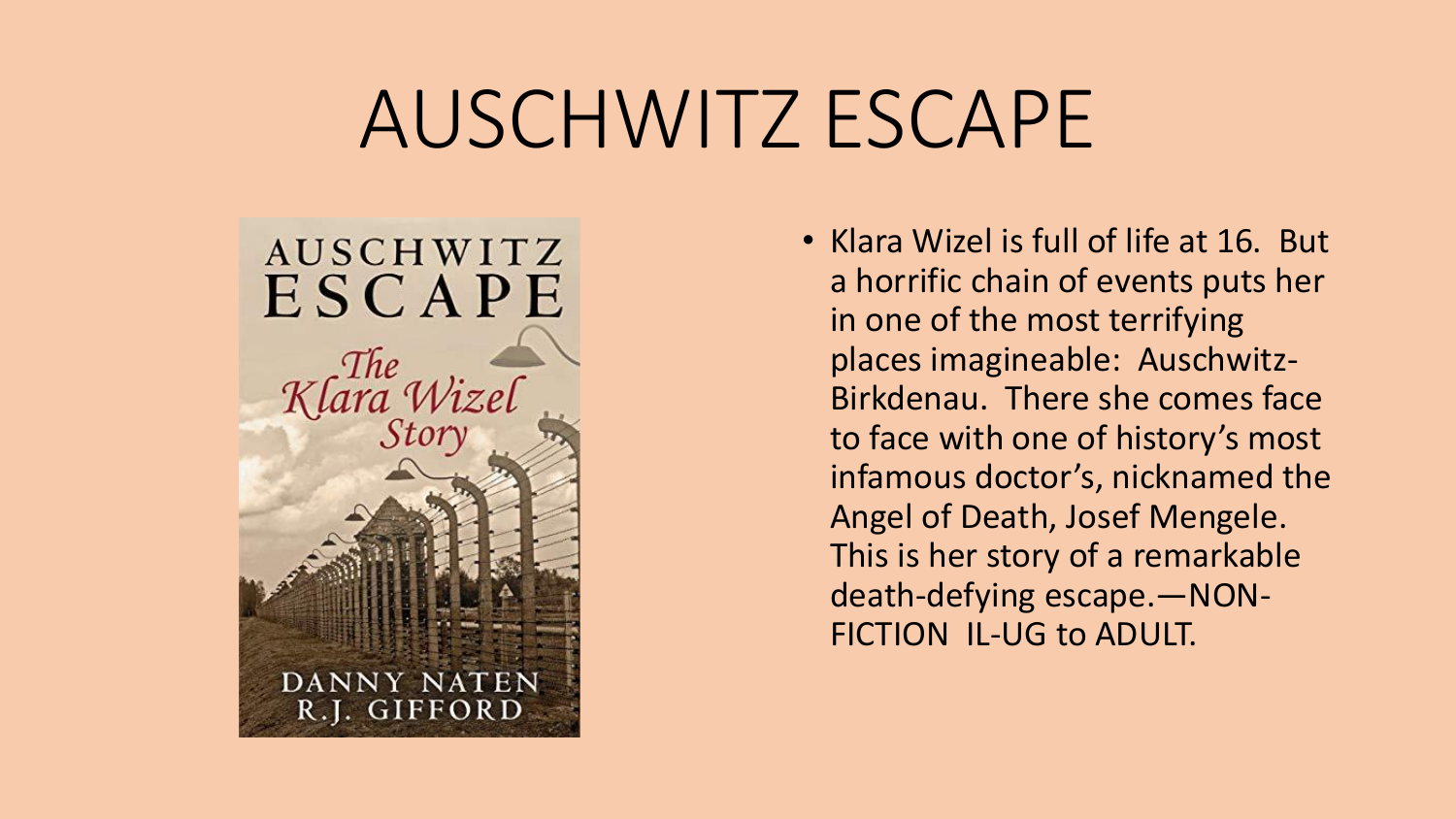# AUSCHWITZ ESCAPE

- Klara Wizel is full of life at 16. But a horrific chain of events puts her in one of the most terrifying places imagineable: Auschwitz-Birkdenau. There she comes face to face with one of history's most infamous doctor's, nicknamed the Angel of Death, Josef Mengele. This is her story of a remarkable death-defying escape.—NON-FICTION IL-UG to ADULT.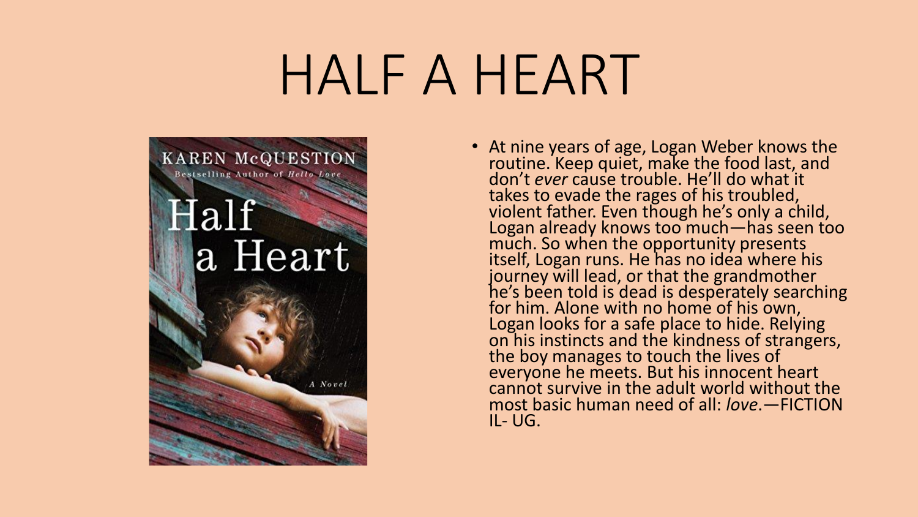# HALF A HEART

- At nine years of age, Logan Weber knows the routine. Keep quiet, make the food last, and don't *ever* cause trouble. He'll do what it takes to evade the rages of his troubled, violent father. Even though he's only a child, Logan already knows too much—has seen too much. So when the opportunity presents itself, Logan runs. He has no idea where his journey will lead, or that the grandmother he's been told is dead is desperately searching for him. Alone with no home of his own, Logan looks for a safe place to hide. Relying on his instincts and the kindness of strangers, the boy manages to touch the lives of everyone he meets. But his innocent heart cannot survive in the adult world without the most basic human need of all: *love*.—FICTION IL- UG.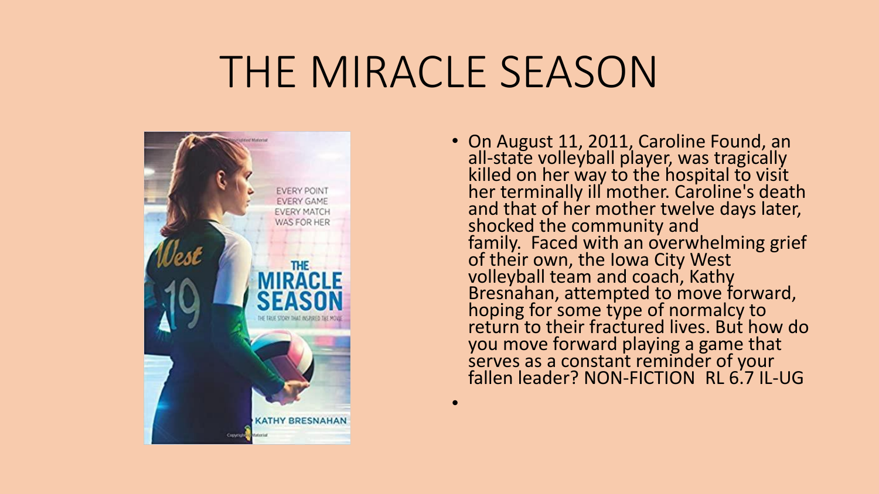# THE MIRACLE SEASON

- On August 11, 2011, Caroline Found, an all-state volleyball player, was tragically killed on her way to the hospital to visit her terminally ill mother. Caroline's death and that of her mother twelve days later, shocked the community and family. Faced with an overwhelming grief of their own, the Iowa City West volleyball team and coach, Kathy Bresnahan, attempted to move forward, hoping for some type of normalcy to return to their fractured lives. But how do you move forward playing a game that serves as a constant reminder of your fallen leader? NON-FICTION RL 6.7 IL-UG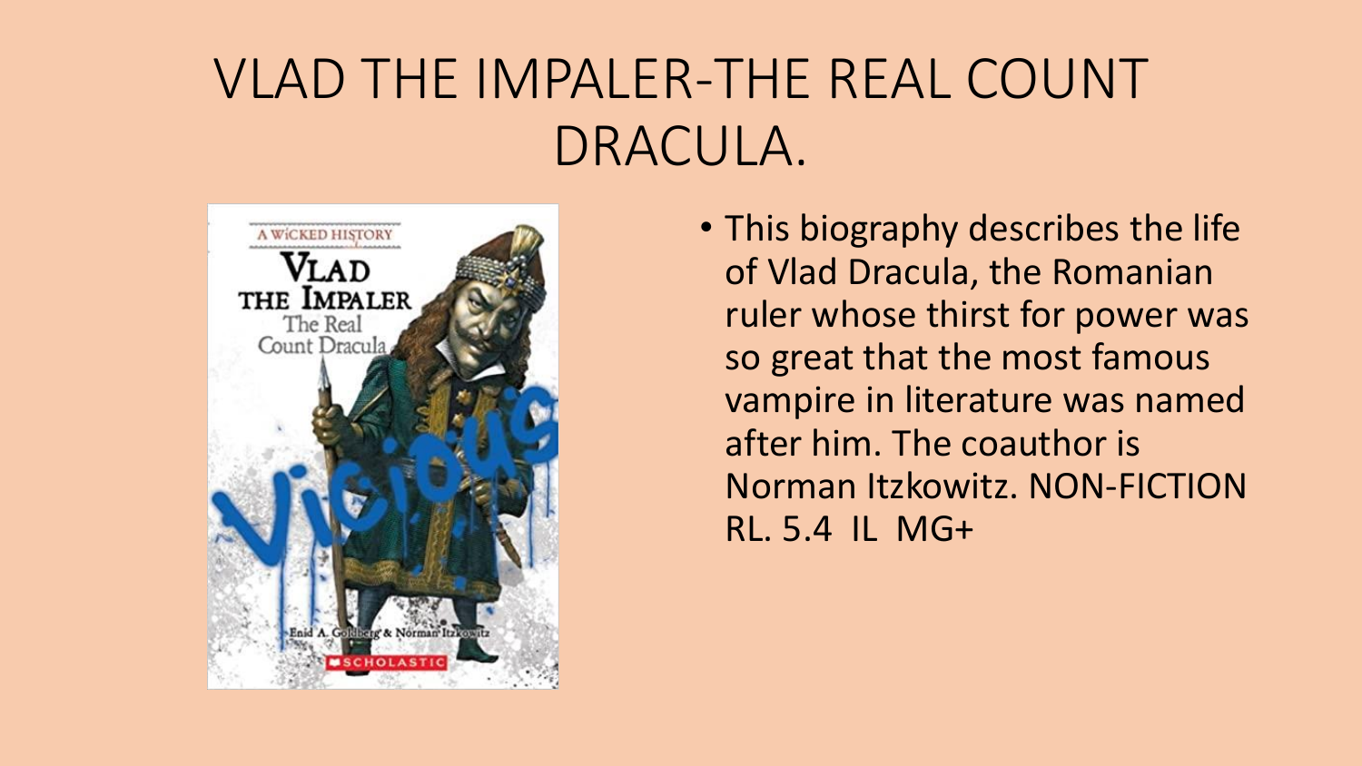# VLAD THE IMPALER-THE REAL COUNT DRACULA.

- This biography describes the life of Vlad Dracula, the Romanian ruler whose thirst for power was so great that the most famous vampire in literature was named after him. The coauthor is Norman Itzkowitz. NON-FICTION RL. 5.4 IL MG+